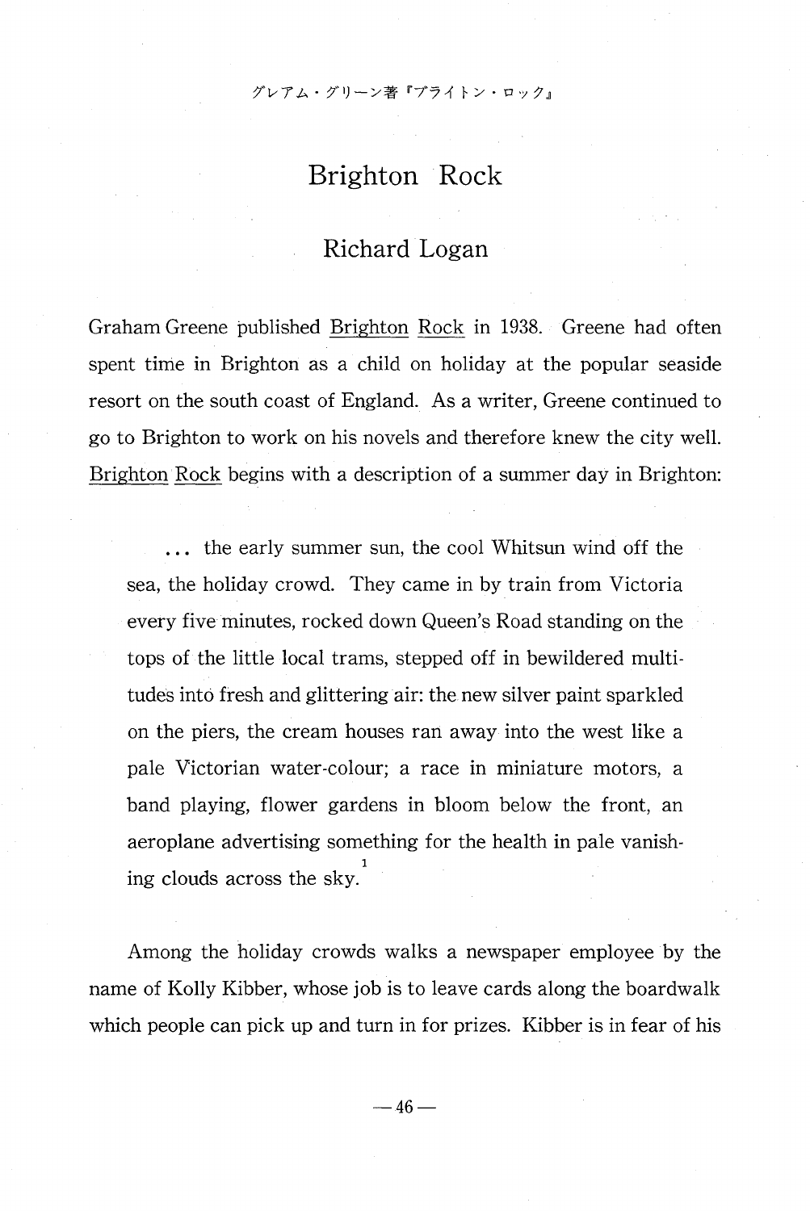グレアム・グリーン著『ブライトン・ロック』

# Brighton Rock

## Richard Logan

Graham Greene published Brighton Rock in 1938. Greene had often spent time in Brighton as a child on holiday at the popular seaside resort on the south coast of England. As a writer, Greene continued to go to Brighton to work on his novels and therefore knew the city well. Brighton Rock begins with a description of a summer day in Brighton:

> ... the early summer sun, the cool Whitsun wind off the sea, the holiday crowd. They came in by train from Victoria every five minutes, rocked down Queen's Road standing on the tops of the little local trams, stepped off in bewildered multitudes into fresh and glittering air: the new silver paint sparkled on the piers, the cream houses ran away into the west like a pale Victorian water-colour; a race in miniature motors, a band playing, flower gardens in bloom below the front, an aeroplane advertising something for the health in pale vanishing clouds across the sky.[1]

Among the holiday crowds walks a newspaper employee by the name of Kolly Kibber, whose job is to leave cards along the boardwalk which people can pick up and turn in for prizes. Kibber is in fear of his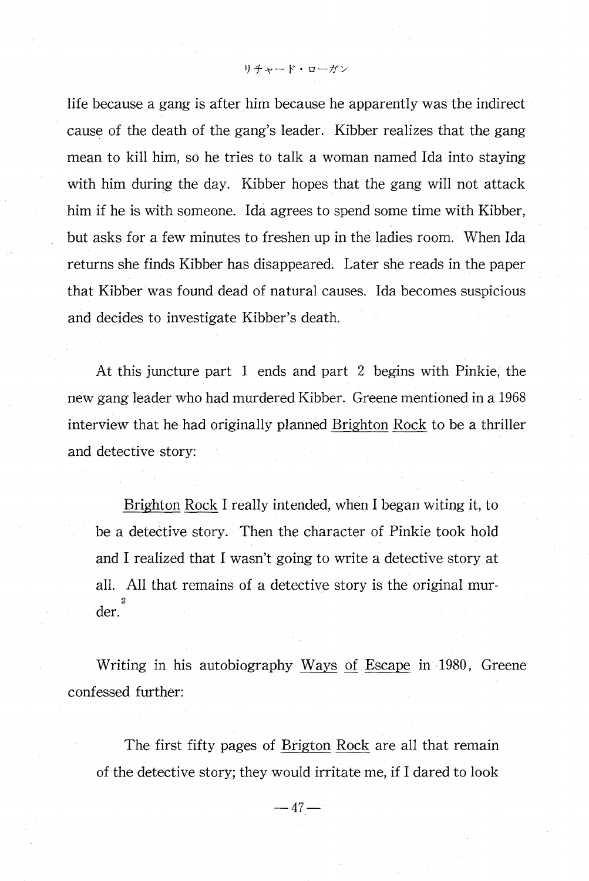life because a gang is after him because he apparently was the indirect cause of the death of the gang's leader. Kibber realizes that the gang mean to kill him, so he tries to talk a woman named Ida into staying with him during the day. Kibber hopes that the gang will not attack him if he is with someone. Ida agrees to spend some time with Kibber, but asks for a few minutes to freshen up in the ladies room. When Ida returns she finds Kibber has disappeared. Later she reads in the paper that Kibber was found dead of natural causes. Ida becomes suspicious and decides to investigate Kibber's death.

At this juncture part 1 ends and part 2 begins with Pinkie, the new gang leader who had murdered Kibber. Greene mentioned in a 1968 interview that he had originally planned Brighton Rock to be a thriller and detective story:

> Brighton Rock I really intended, when I began witing it, to be a detective story. Then the character of Pinkie took hold and I realized that I wasn't going to write a detective story at all. All that remains of a detective story is the original murder.[2]

Writing in his autobiography Ways of Escape in 1980, Greene confessed further:

> The first fifty pages of Brigton Rock are all that remain of the detective story; they would irritate me, if I dared to look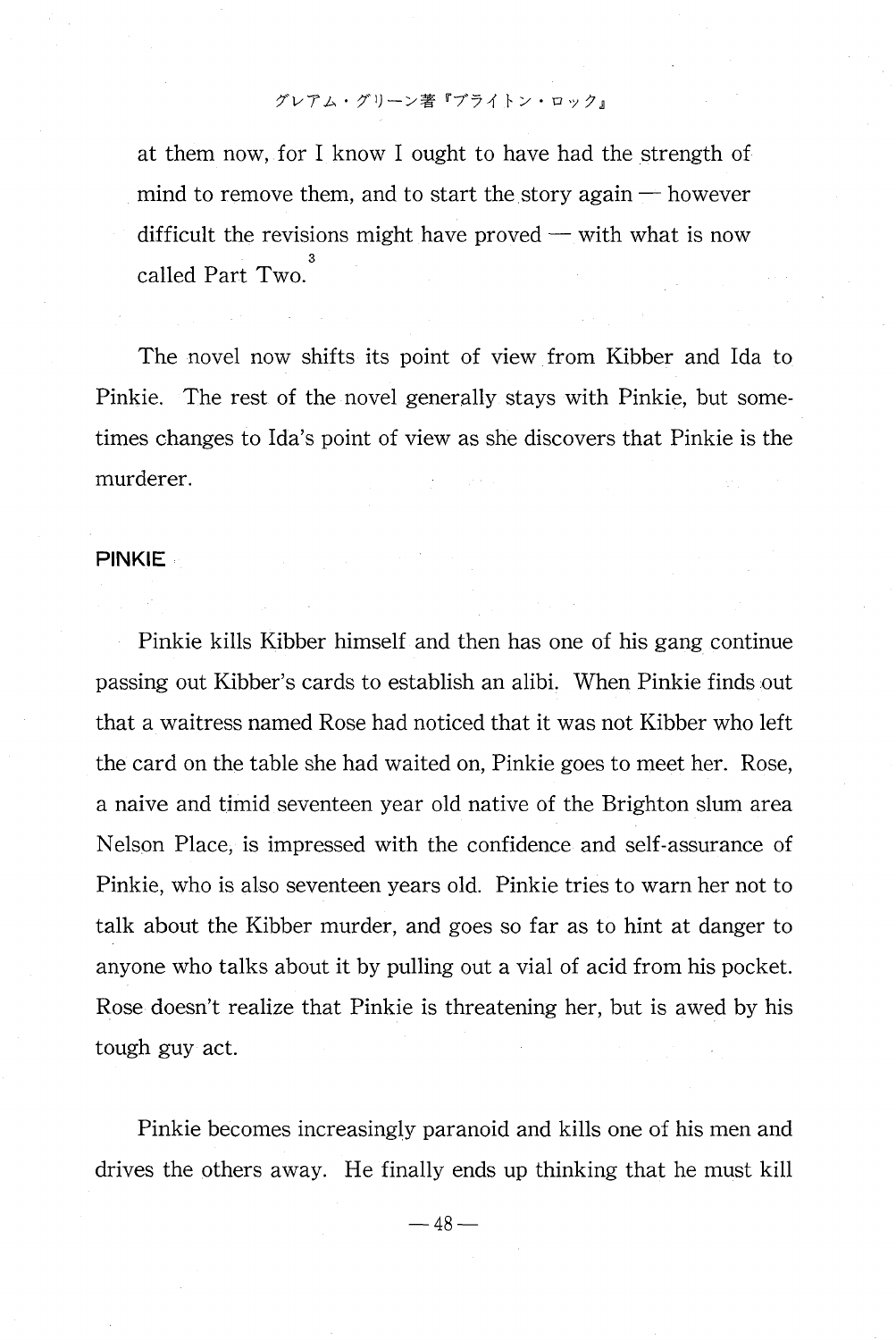at them now, for I know I ought to have had the strength of mind to remove them, and to start the story again — however difficult the revisions might have proved — with what is now called Part Two.[3]

The novel now shifts its point of view from Kibber and Ida to Pinkie. The rest of the novel generally stays with Pinkie, but sometimes changes to Ida's point of view as she discovers that Pinkie is the murderer.

## PINKIE

Pinkie kills Kibber himself and then has one of his gang continue passing out Kibber's cards to establish an alibi. When Pinkie finds out that a waitress named Rose had noticed that it was not Kibber who left the card on the table she had waited on, Pinkie goes to meet her. Rose, a naive and timid seventeen year old native of the Brighton slum area Nelson Place, is impressed with the confidence and self-assurance of Pinkie, who is also seventeen years old. Pinkie tries to warn her not to talk about the Kibber murder, and goes so far as to hint at danger to anyone who talks about it by pulling out a vial of acid from his pocket. Rose doesn't realize that Pinkie is threatening her, but is awed by his tough guy act.

Pinkie becomes increasingly paranoid and kills one of his men and drives the others away. He finally ends up thinking that he must kill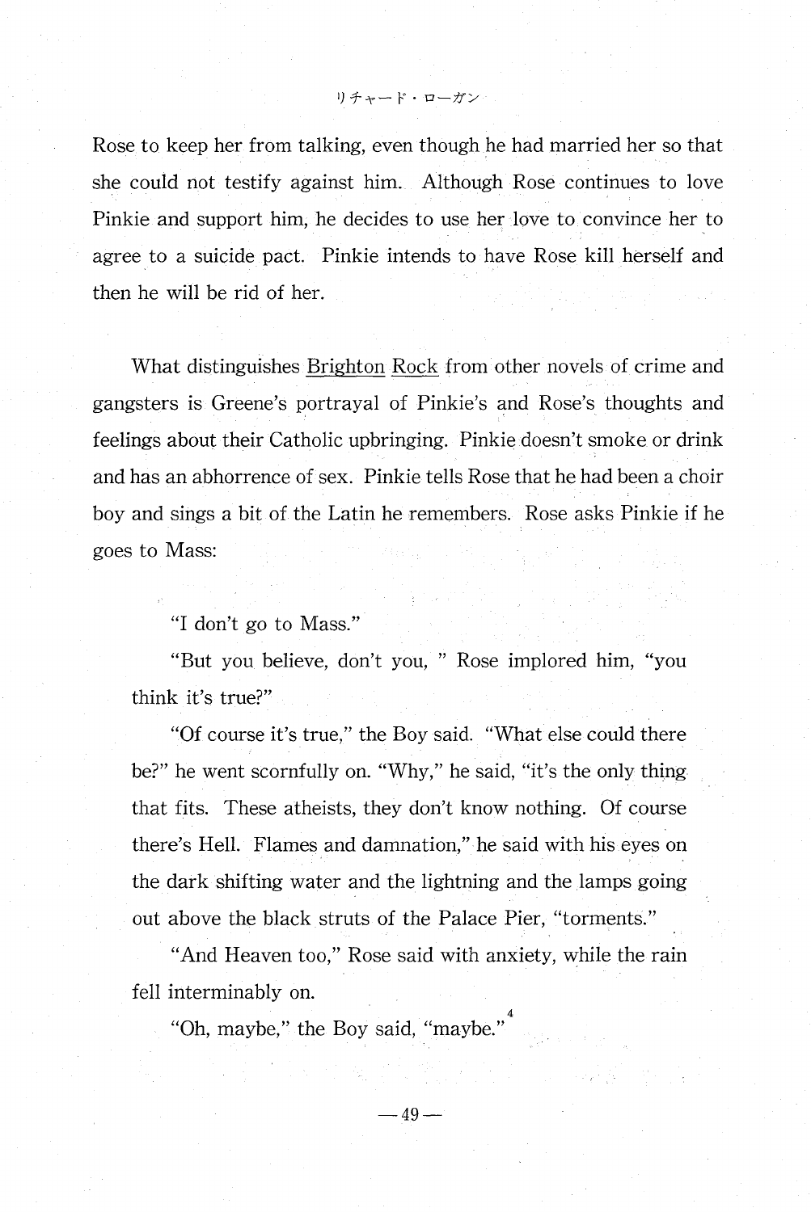Rose to keep her from talking, even though he had married her so that she could not testify against him. Although Rose continues to love Pinkie and support him, he decides to use her love to convince her to agree to a suicide pact. Pinkie intends to have Rose kill herself and then he will be rid of her.

What distinguishes Brighton Rock from other novels of crime and gangsters is Greene's portrayal of Pinkie's and Rose's thoughts and feelings about their Catholic upbringing. Pinkie doesn't smoke or drink and has an abhorrence of sex. Pinkie tells Rose that he had been a choir boy and sings a bit of the Latin he remembers. Rose asks Pinkie if he goes to Mass:

> "I don't go to Mass."
>
> "But you believe, don't you, " Rose implored him, "you think it's true?"
>
> "Of course it's true," the Boy said. "What else could there be?" he went scornfully on. "Why," he said, "it's the only thing that fits. These atheists, they don't know nothing. Of course there's Hell. Flames and damnation," he said with his eyes on the dark shifting water and the lightning and the lamps going out above the black struts of the Palace Pier, "torments."
>
> "And Heaven too," Rose said with anxiety, while the rain fell interminably on.
>
> "Oh, maybe," the Boy said, "maybe."[4]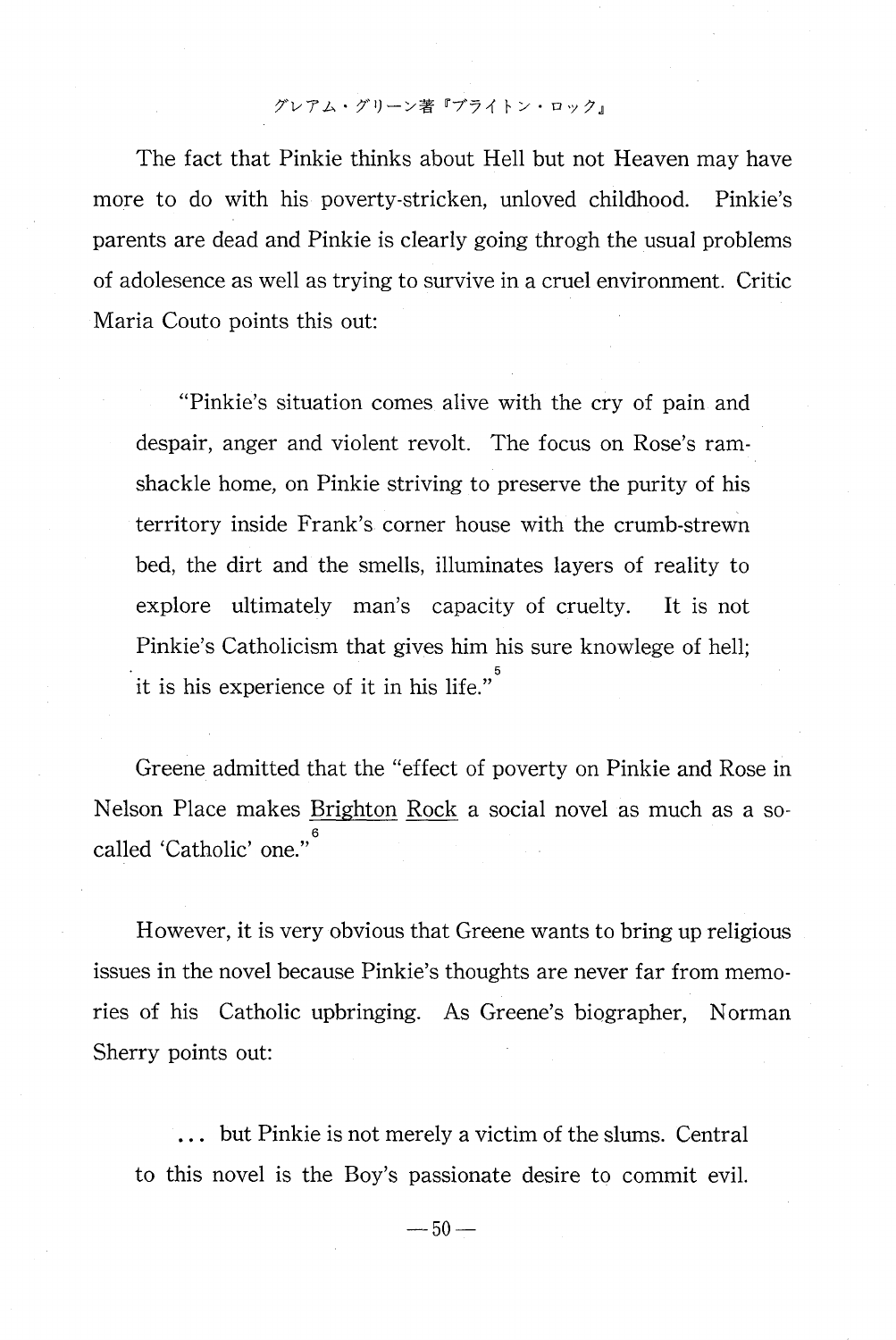The fact that Pinkie thinks about Hell but not Heaven may have more to do with his poverty-stricken, unloved childhood. Pinkie's parents are dead and Pinkie is clearly going throgh the usual problems of adolesence as well as trying to survive in a cruel environment. Critic Maria Couto points this out:

> "Pinkie's situation comes alive with the cry of pain and despair, anger and violent revolt. The focus on Rose's ramshackle home, on Pinkie striving to preserve the purity of his territory inside Frank's corner house with the crumb-strewn bed, the dirt and the smells, illuminates layers of reality to explore ultimately man's capacity of cruelty. It is not Pinkie's Catholicism that gives him his sure knowlege of hell; it is his experience of it in his life."[5]

Greene admitted that the "effect of poverty on Pinkie and Rose in Nelson Place makes Brighton Rock a social novel as much as a so-called 'Catholic' one."[6]

However, it is very obvious that Greene wants to bring up religious issues in the novel because Pinkie's thoughts are never far from memories of his Catholic upbringing. As Greene's biographer, Norman Sherry points out:

> ... but Pinkie is not merely a victim of the slums. Central to this novel is the Boy's passionate desire to commit evil.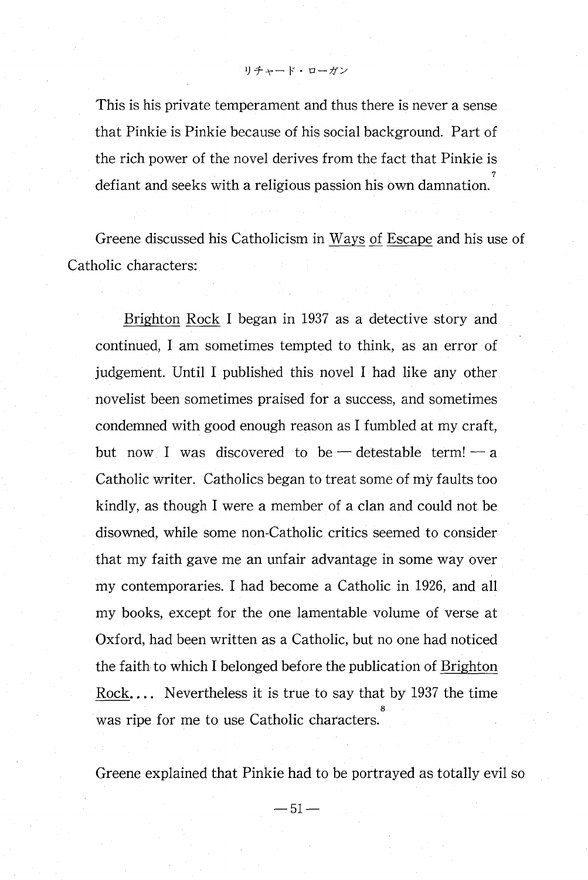This is his private temperament and thus there is never a sense that Pinkie is Pinkie because of his social background. Part of the rich power of the novel derives from the fact that Pinkie is defiant and seeks with a religious passion his own damnation.[7]

Greene discussed his Catholicism in Ways of Escape and his use of Catholic characters:

> Brighton Rock I began in 1937 as a detective story and continued, I am sometimes tempted to think, as an error of judgement. Until I published this novel I had like any other novelist been sometimes praised for a success, and sometimes condemned with good enough reason as I fumbled at my craft, but now I was discovered to be — detestable term! — a Catholic writer. Catholics began to treat some of my faults too kindly, as though I were a member of a clan and could not be disowned, while some non-Catholic critics seemed to consider that my faith gave me an unfair advantage in some way over my contemporaries. I had become a Catholic in 1926, and all my books, except for the one lamentable volume of verse at Oxford, had been written as a Catholic, but no one had noticed the faith to which I belonged before the publication of Brighton Rock.... Nevertheless it is true to say that by 1937 the time was ripe for me to use Catholic characters.[8]

Greene explained that Pinkie had to be portrayed as totally evil so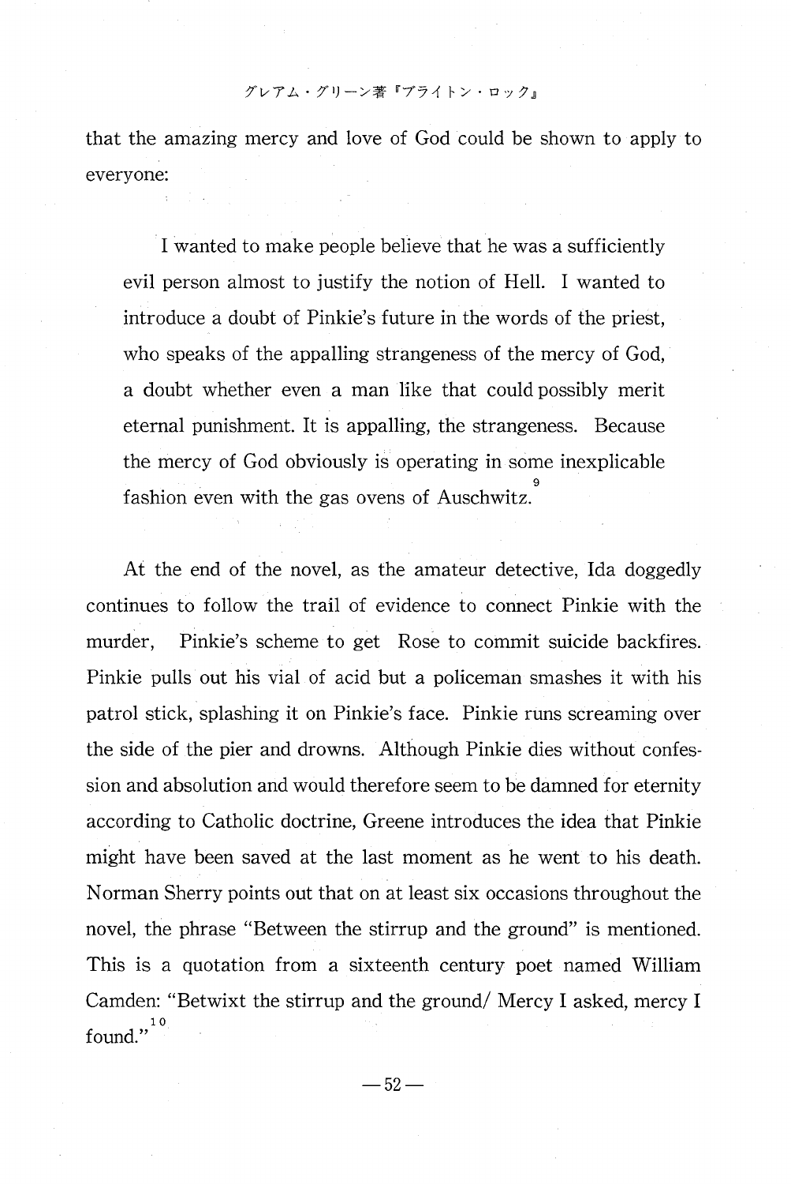that the amazing mercy and love of God could be shown to apply to everyone:

> I wanted to make people believe that he was a sufficiently evil person almost to justify the notion of Hell. I wanted to introduce a doubt of Pinkie's future in the words of the priest, who speaks of the appalling strangeness of the mercy of God, a doubt whether even a man like that could possibly merit eternal punishment. It is appalling, the strangeness. Because the mercy of God obviously is operating in some inexplicable fashion even with the gas ovens of Auschwitz.[9]

At the end of the novel, as the amateur detective, Ida doggedly continues to follow the trail of evidence to connect Pinkie with the murder, Pinkie's scheme to get Rose to commit suicide backfires. Pinkie pulls out his vial of acid but a policeman smashes it with his patrol stick, splashing it on Pinkie's face. Pinkie runs screaming over the side of the pier and drowns. Although Pinkie dies without confession and absolution and would therefore seem to be damned for eternity according to Catholic doctrine, Greene introduces the idea that Pinkie might have been saved at the last moment as he went to his death. Norman Sherry points out that on at least six occasions throughout the novel, the phrase "Between the stirrup and the ground" is mentioned. This is a quotation from a sixteenth century poet named William Camden: "Betwixt the stirrup and the ground/ Mercy I asked, mercy I found."[10]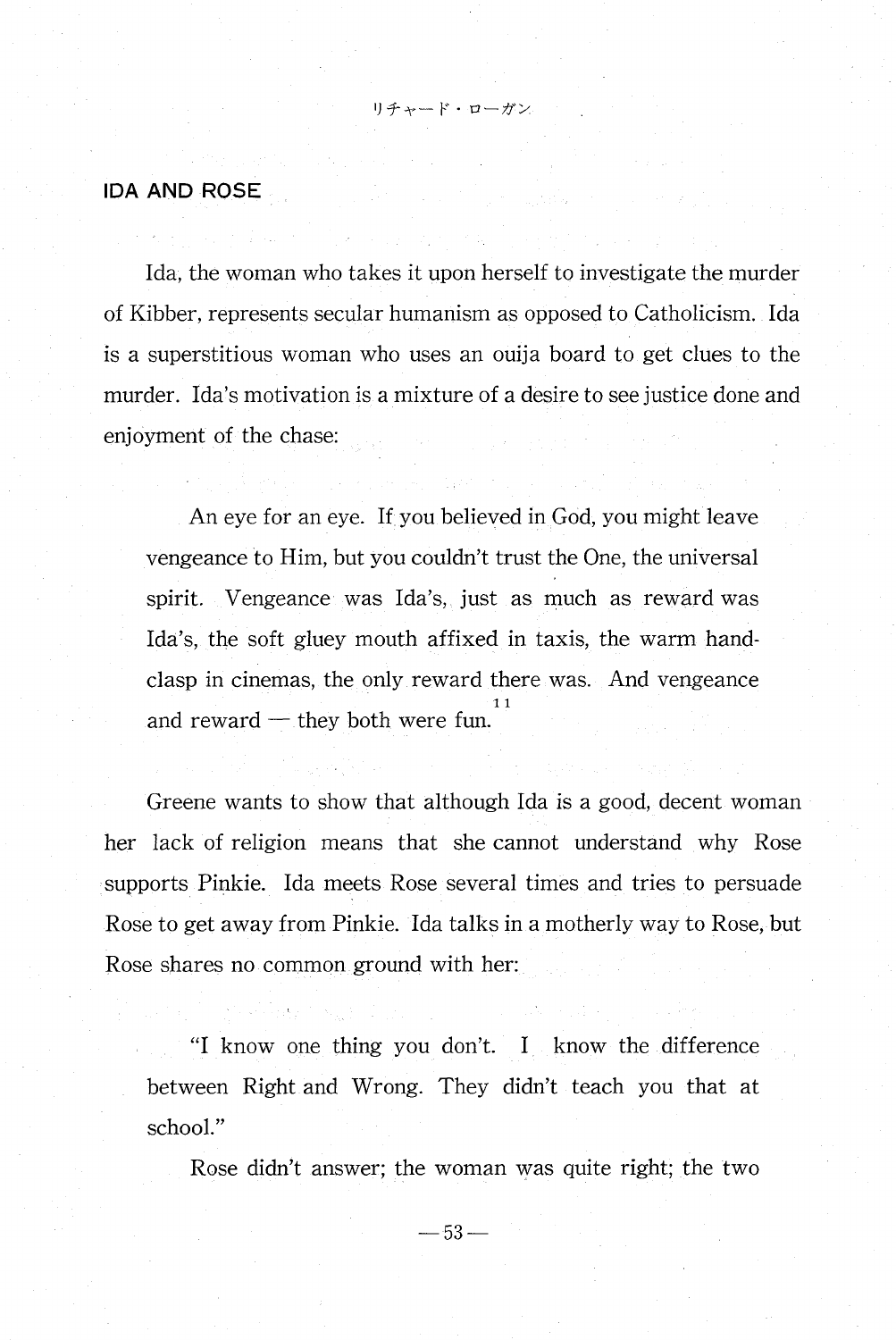## IDA AND ROSE

Ida, the woman who takes it upon herself to investigate the murder of Kibber, represents secular humanism as opposed to Catholicism. Ida is a superstitious woman who uses an ouija board to get clues to the murder. Ida's motivation is a mixture of a desire to see justice done and enjoyment of the chase:

> An eye for an eye. If you believed in God, you might leave vengeance to Him, but you couldn't trust the One, the universal spirit. Vengeance was Ida's, just as much as reward was Ida's, the soft gluey mouth affixed in taxis, the warm hand-clasp in cinemas, the only reward there was. And vengeance and reward — they both were fun.[11]

Greene wants to show that although Ida is a good, decent woman her lack of religion means that she cannot understand why Rose supports Pinkie. Ida meets Rose several times and tries to persuade Rose to get away from Pinkie. Ida talks in a motherly way to Rose, but Rose shares no common ground with her:

> "I know one thing you don't. I know the difference between Right and Wrong. They didn't teach you that at school."
>
> Rose didn't answer; the woman was quite right; the two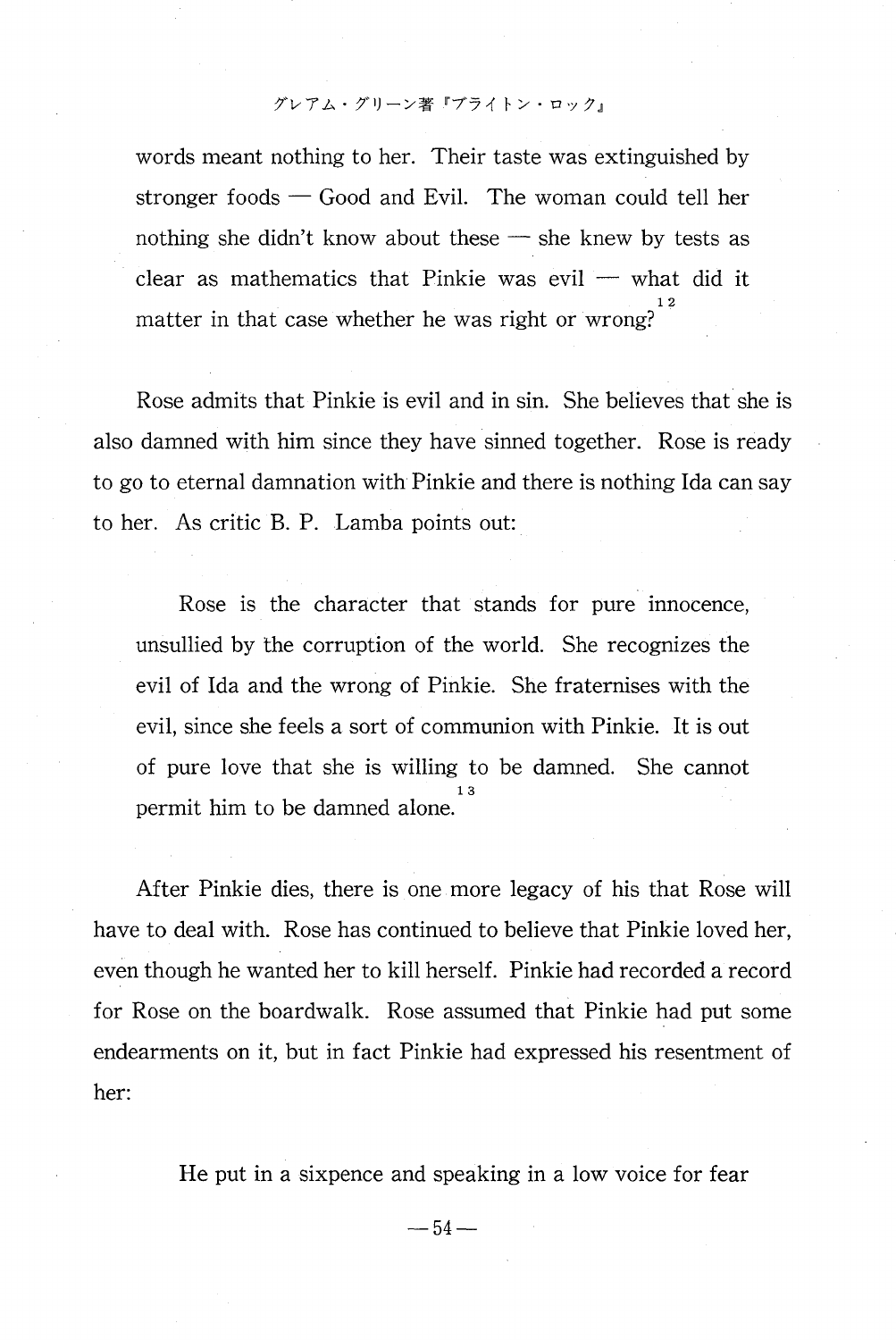words meant nothing to her. Their taste was extinguished by stronger foods — Good and Evil. The woman could tell her nothing she didn't know about these — she knew by tests as clear as mathematics that Pinkie was evil — what did it matter in that case whether he was right or wrong?[12]

Rose admits that Pinkie is evil and in sin. She believes that she is also damned with him since they have sinned together. Rose is ready to go to eternal damnation with Pinkie and there is nothing Ida can say to her. As critic B. P. Lamba points out:

> Rose is the character that stands for pure innocence, unsullied by the corruption of the world. She recognizes the evil of Ida and the wrong of Pinkie. She fraternises with the evil, since she feels a sort of communion with Pinkie. It is out of pure love that she is willing to be damned. She cannot permit him to be damned alone.[13]

After Pinkie dies, there is one more legacy of his that Rose will have to deal with. Rose has continued to believe that Pinkie loved her, even though he wanted her to kill herself. Pinkie had recorded a record for Rose on the boardwalk. Rose assumed that Pinkie had put some endearments on it, but in fact Pinkie had expressed his resentment of her:

> He put in a sixpence and speaking in a low voice for fear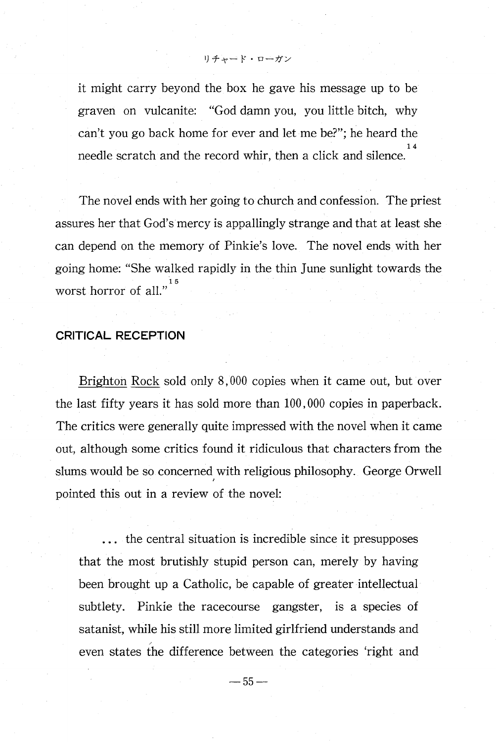it might carry beyond the box he gave his message up to be graven on vulcanite: "God damn you, you little bitch, why can't you go back home for ever and let me be?"; he heard the needle scratch and the record whir, then a click and silence.[14]

The novel ends with her going to church and confession. The priest assures her that God's mercy is appallingly strange and that at least she can depend on the memory of Pinkie's love. The novel ends with her going home: "She walked rapidly in the thin June sunlight towards the worst horror of all."[15]

## CRITICAL RECEPTION

Brighton Rock sold only 8,000 copies when it came out, but over the last fifty years it has sold more than 100,000 copies in paperback. The critics were generally quite impressed with the novel when it came out, although some critics found it ridiculous that characters from the slums would be so concerned with religious philosophy. George Orwell pointed this out in a review of the novel:

> ... the central situation is incredible since it presupposes that the most brutishly stupid person can, merely by having been brought up a Catholic, be capable of greater intellectual subtlety. Pinkie the racecourse gangster, is a species of satanist, while his still more limited girlfriend understands and even states the difference between the categories 'right and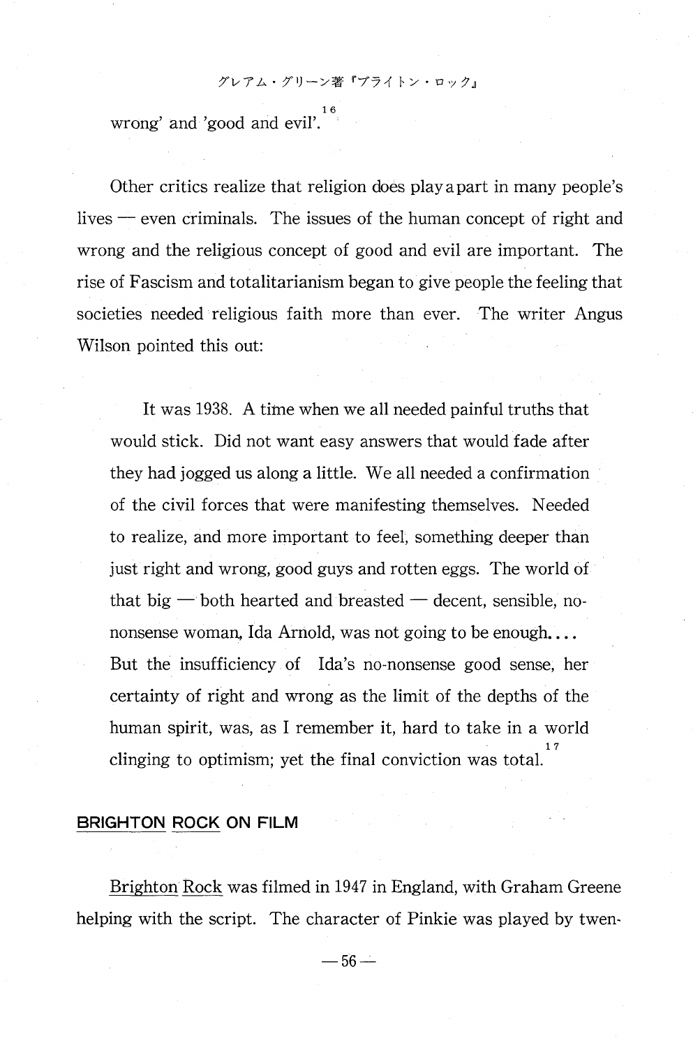wrong' and 'good and evil'.[16]

Other critics realize that religion does play a part in many people's lives — even criminals. The issues of the human concept of right and wrong and the religious concept of good and evil are important. The rise of Fascism and totalitarianism began to give people the feeling that societies needed religious faith more than ever. The writer Angus Wilson pointed this out:

> It was 1938. A time when we all needed painful truths that would stick. Did not want easy answers that would fade after they had jogged us along a little. We all needed a confirmation of the civil forces that were manifesting themselves. Needed to realize, and more important to feel, something deeper than just right and wrong, good guys and rotten eggs. The world of that big — both hearted and breasted — decent, sensible, no-nonsense woman, Ida Arnold, was not going to be enough. . . .
> But the insufficiency of Ida's no-nonsense good sense, her certainty of right and wrong as the limit of the depths of the human spirit, was, as I remember it, hard to take in a world clinging to optimism; yet the final conviction was total.[17]

## BRIGHTON ROCK ON FILM

Brighton Rock was filmed in 1947 in England, with Graham Greene helping with the script. The character of Pinkie was played by twen-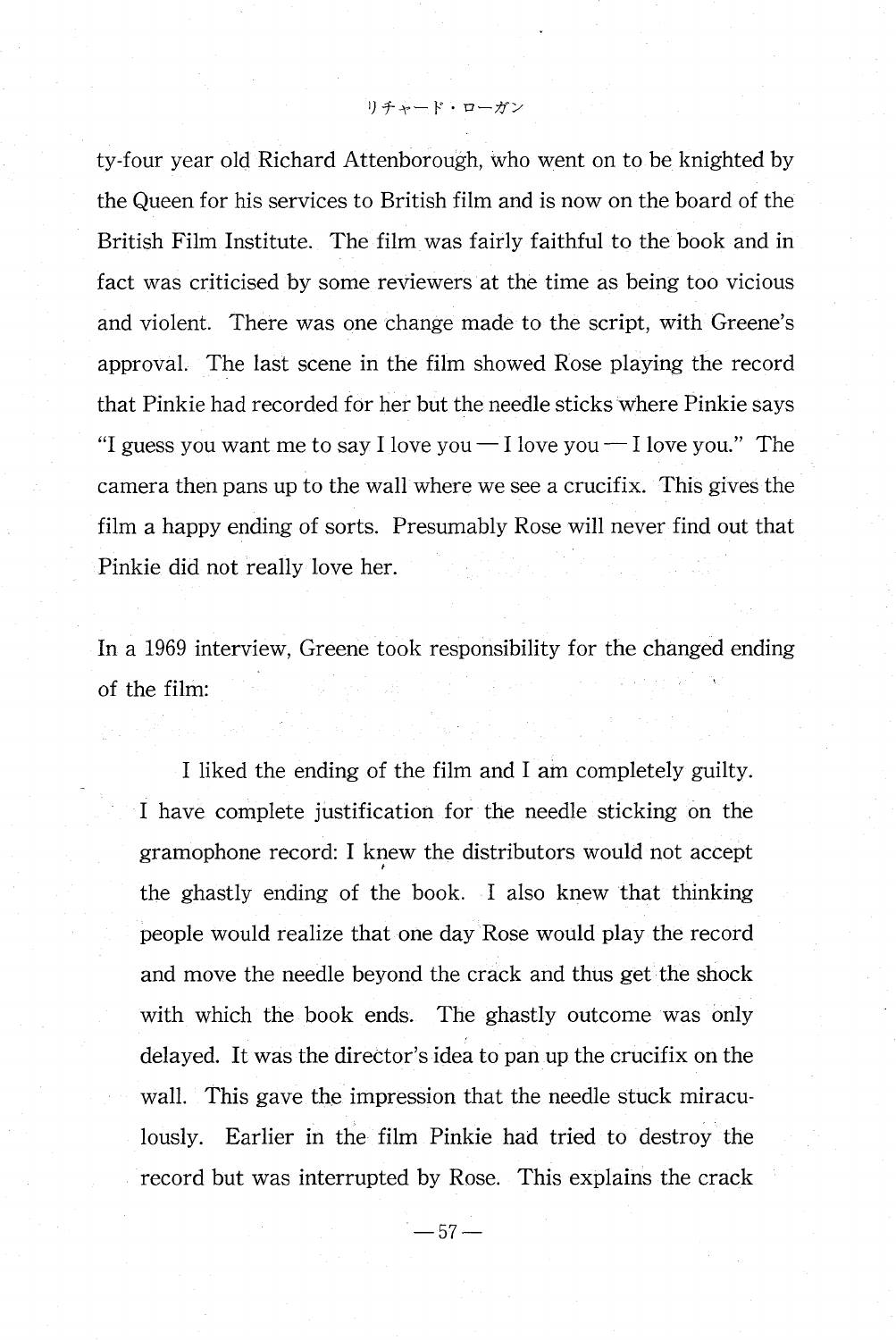ty-four year old Richard Attenborough, who went on to be knighted by the Queen for his services to British film and is now on the board of the British Film Institute. The film was fairly faithful to the book and in fact was criticised by some reviewers at the time as being too vicious and violent. There was one change made to the script, with Greene's approval. The last scene in the film showed Rose playing the record that Pinkie had recorded for her but the needle sticks where Pinkie says "I guess you want me to say I love you — I love you — I love you." The camera then pans up to the wall where we see a crucifix. This gives the film a happy ending of sorts. Presumably Rose will never find out that Pinkie did not really love her.

In a 1969 interview, Greene took responsibility for the changed ending of the film:

> I liked the ending of the film and I am completely guilty. I have complete justification for the needle sticking on the gramophone record: I knew the distributors would not accept the ghastly ending of the book. I also knew that thinking people would realize that one day Rose would play the record and move the needle beyond the crack and thus get the shock with which the book ends. The ghastly outcome was only delayed. It was the director's idea to pan up the crucifix on the wall. This gave the impression that the needle stuck miraculously. Earlier in the film Pinkie had tried to destroy the record but was interrupted by Rose. This explains the crack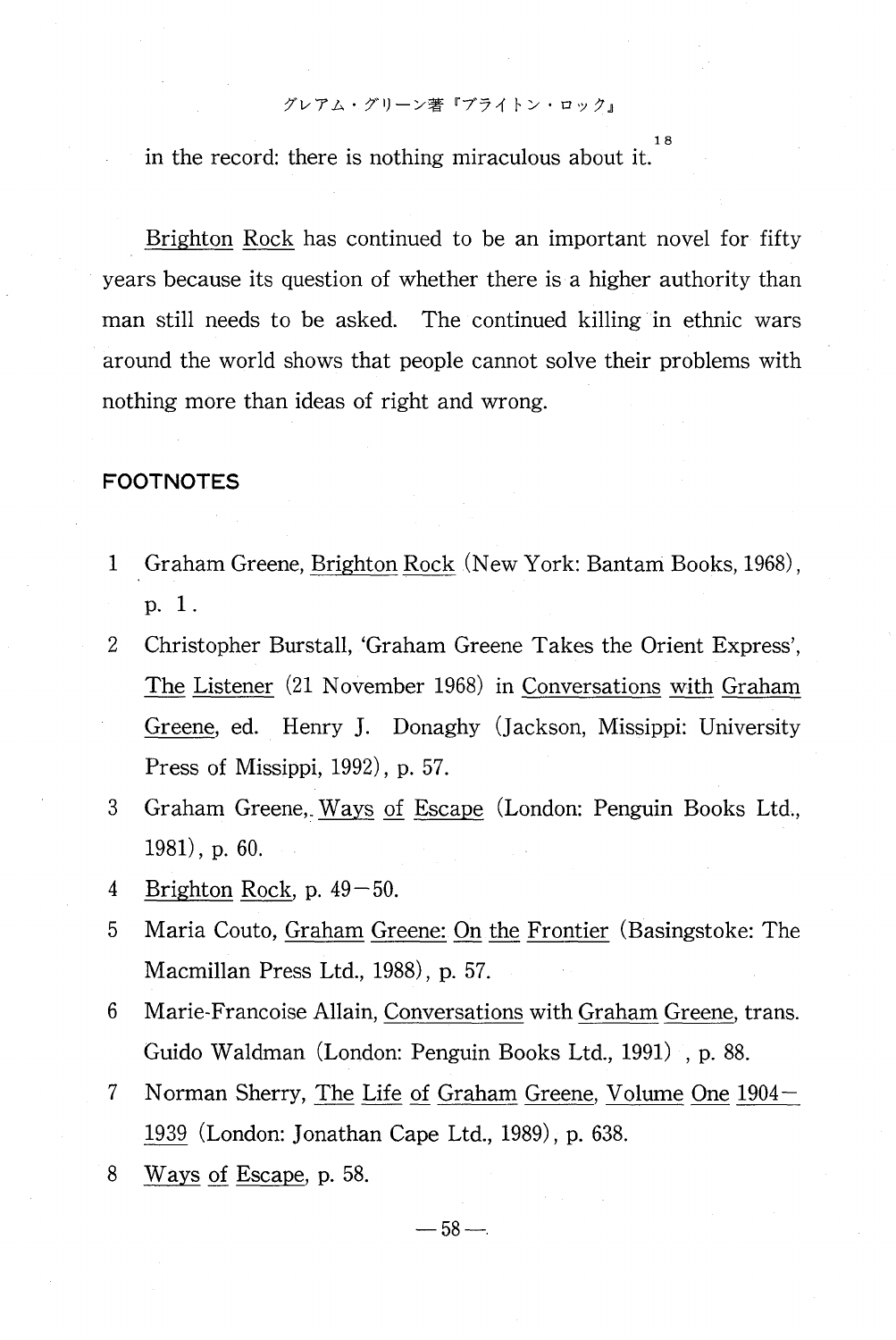in the record: there is nothing miraculous about it.[18]

Brighton Rock has continued to be an important novel for fifty years because its question of whether there is a higher authority than man still needs to be asked. The continued killing in ethnic wars around the world shows that people cannot solve their problems with nothing more than ideas of right and wrong.

## FOOTNOTES

1 Graham Greene, Brighton Rock (New York: Bantam Books, 1968), p. 1.

2 Christopher Burstall, 'Graham Greene Takes the Orient Express', The Listener (21 November 1968) in Conversations with Graham Greene, ed. Henry J. Donaghy (Jackson, Missippi: University Press of Missippi, 1992), p. 57.

3 Graham Greene, Ways of Escape (London: Penguin Books Ltd., 1981), p. 60.

4 Brighton Rock, p. 49–50.

5 Maria Couto, Graham Greene: On the Frontier (Basingstoke: The Macmillan Press Ltd., 1988), p. 57.

6 Marie-Francoise Allain, Conversations with Graham Greene, trans. Guido Waldman (London: Penguin Books Ltd., 1991) , p. 88.

7 Norman Sherry, The Life of Graham Greene, Volume One 1904–1939 (London: Jonathan Cape Ltd., 1989), p. 638.

8 Ways of Escape, p. 58.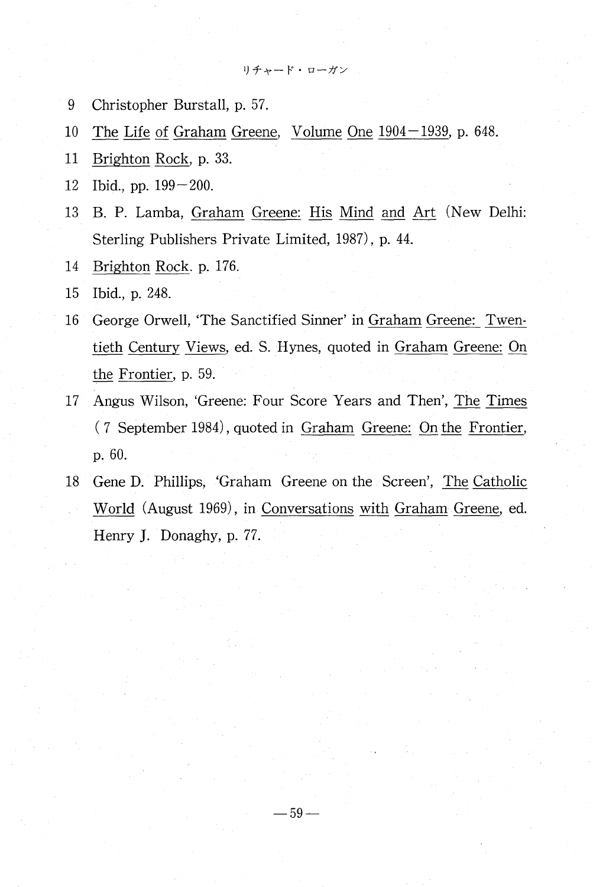9 Christopher Burstall, p. 57.

10 The Life of Graham Greene, Volume One 1904–1939, p. 648.

11 Brighton Rock, p. 33.

12 Ibid., pp. 199–200.

13 B. P. Lamba, Graham Greene: His Mind and Art (New Delhi: Sterling Publishers Private Limited, 1987), p. 44.

14 Brighton Rock. p. 176.

15 Ibid., p. 248.

16 George Orwell, 'The Sanctified Sinner' in Graham Greene: Twentieth Century Views, ed. S. Hynes, quoted in Graham Greene: On the Frontier, p. 59.

17 Angus Wilson, 'Greene: Four Score Years and Then', The Times (7 September 1984), quoted in Graham Greene: On the Frontier, p. 60.

18 Gene D. Phillips, 'Graham Greene on the Screen', The Catholic World (August 1969), in Conversations with Graham Greene, ed. Henry J. Donaghy, p. 77.